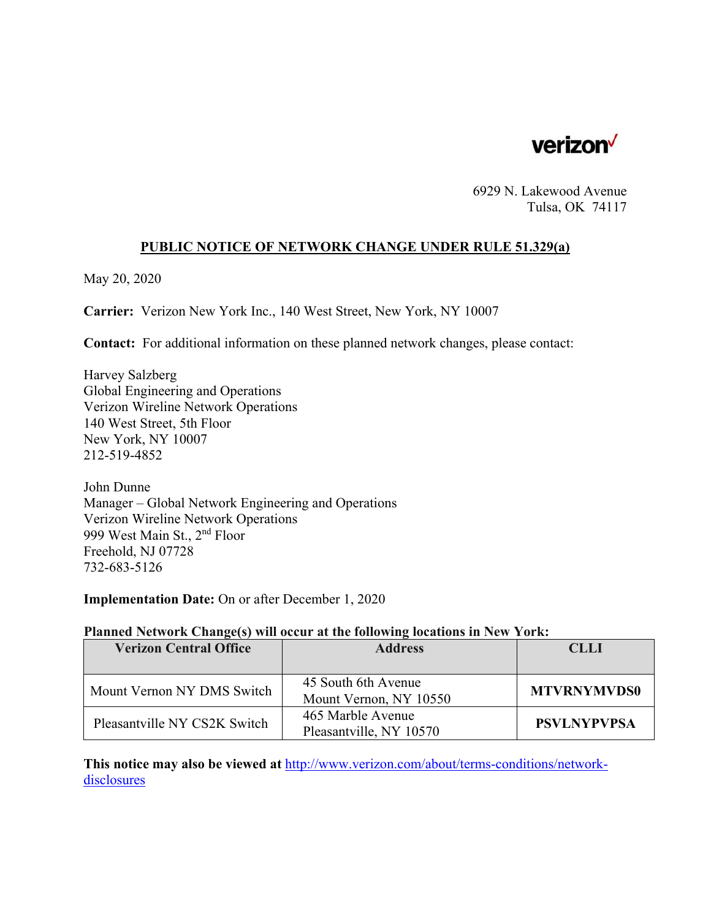verizon

6929 N. Lakewood Avenue
Tulsa, OK 74117

## PUBLIC NOTICE OF NETWORK CHANGE UNDER RULE 51.329(a)

May 20, 2020

**Carrier:** Verizon New York Inc., 140 West Street, New York, NY 10007

**Contact:** For additional information on these planned network changes, please contact:

Harvey Salzberg
Global Engineering and Operations
Verizon Wireline Network Operations
140 West Street, 5th Floor
New York, NY 10007
212-519-4852

John Dunne
Manager – Global Network Engineering and Operations
Verizon Wireline Network Operations
999 West Main St., 2nd Floor
Freehold, NJ 07728
732-683-5126

**Implementation Date:** On or after December 1, 2020

**Planned Network Change(s) will occur at the following locations in New York:**

| Verizon Central Office | Address | CLLI |
|---|---|---|
| Mount Vernon NY DMS Switch | 45 South 6th Avenue Mount Vernon, NY 10550 | **MTVRNYMVDS0** |
| Pleasantville NY CS2K Switch | 465 Marble Avenue Pleasantville, NY 10570 | **PSVLNYPVPSA** |

**This notice may also be viewed at** http://www.verizon.com/about/terms-conditions/network-disclosures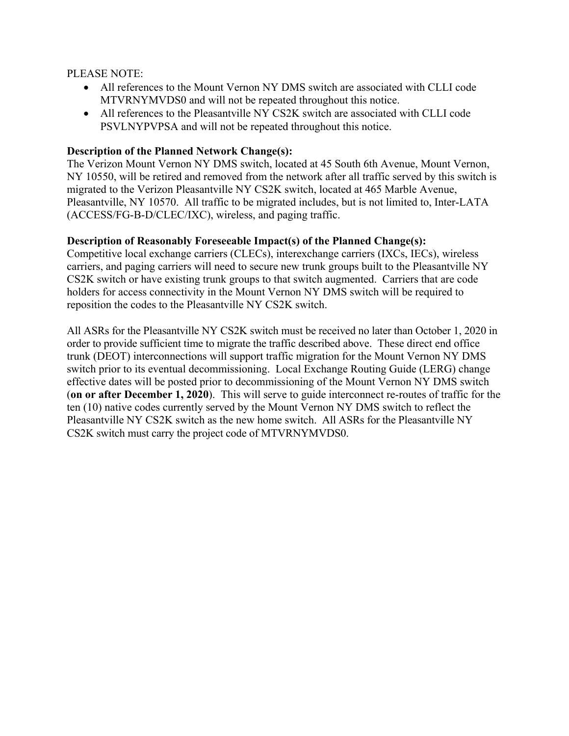PLEASE NOTE:

- All references to the Mount Vernon NY DMS switch are associated with CLLI code MTVRNYMVDS0 and will not be repeated throughout this notice.
- All references to the Pleasantville NY CS2K switch are associated with CLLI code PSVLNYPVPSA and will not be repeated throughout this notice.

**Description of the Planned Network Change(s):**

The Verizon Mount Vernon NY DMS switch, located at 45 South 6th Avenue, Mount Vernon, NY 10550, will be retired and removed from the network after all traffic served by this switch is migrated to the Verizon Pleasantville NY CS2K switch, located at 465 Marble Avenue, Pleasantville, NY 10570. All traffic to be migrated includes, but is not limited to, Inter-LATA (ACCESS/FG-B-D/CLEC/IXC), wireless, and paging traffic.

**Description of Reasonably Foreseeable Impact(s) of the Planned Change(s):**

Competitive local exchange carriers (CLECs), interexchange carriers (IXCs, IECs), wireless carriers, and paging carriers will need to secure new trunk groups built to the Pleasantville NY CS2K switch or have existing trunk groups to that switch augmented. Carriers that are code holders for access connectivity in the Mount Vernon NY DMS switch will be required to reposition the codes to the Pleasantville NY CS2K switch.

All ASRs for the Pleasantville NY CS2K switch must be received no later than October 1, 2020 in order to provide sufficient time to migrate the traffic described above. These direct end office trunk (DEOT) interconnections will support traffic migration for the Mount Vernon NY DMS switch prior to its eventual decommissioning. Local Exchange Routing Guide (LERG) change effective dates will be posted prior to decommissioning of the Mount Vernon NY DMS switch (**on or after December 1, 2020**). This will serve to guide interconnect re-routes of traffic for the ten (10) native codes currently served by the Mount Vernon NY DMS switch to reflect the Pleasantville NY CS2K switch as the new home switch. All ASRs for the Pleasantville NY CS2K switch must carry the project code of MTVRNYMVDS0.